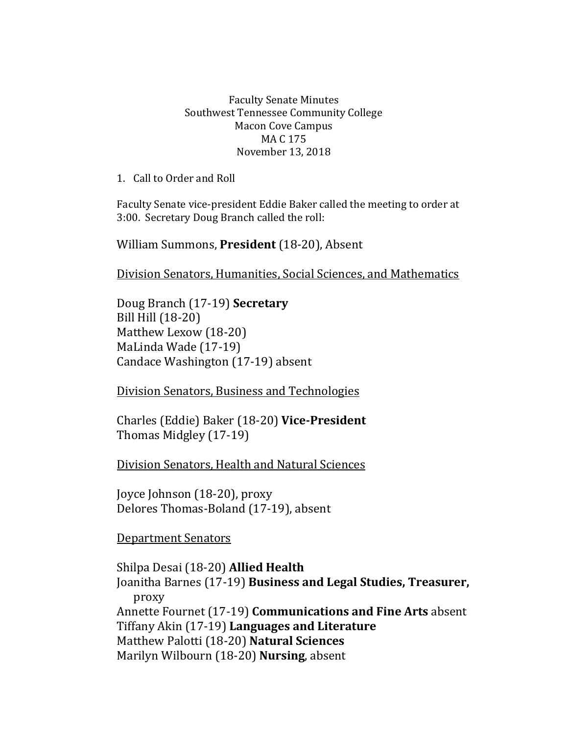Faculty Senate Minutes
Southwest Tennessee Community College
Macon Cove Campus
MA C 175
November 13, 2018

1. Call to Order and Roll

Faculty Senate vice-president Eddie Baker called the meeting to order at 3:00. Secretary Doug Branch called the roll:

William Summons, **President** (18-20), Absent

Division Senators, Humanities, Social Sciences, and Mathematics

Doug Branch (17-19) **Secretary**
Bill Hill (18-20)
Matthew Lexow (18-20)
MaLinda Wade (17-19)
Candace Washington (17-19) absent

Division Senators, Business and Technologies

Charles (Eddie) Baker (18-20) **Vice-President**
Thomas Midgley (17-19)

Division Senators, Health and Natural Sciences

Joyce Johnson (18-20), proxy
Delores Thomas-Boland (17-19), absent

Department Senators

Shilpa Desai (18-20) **Allied Health**
Joanitha Barnes (17-19) **Business and Legal Studies, Treasurer,** proxy
Annette Fournet (17-19) **Communications and Fine Arts** absent
Tiffany Akin (17-19) **Languages and Literature**
Matthew Palotti (18-20) **Natural Sciences**
Marilyn Wilbourn (18-20) **Nursing**, absent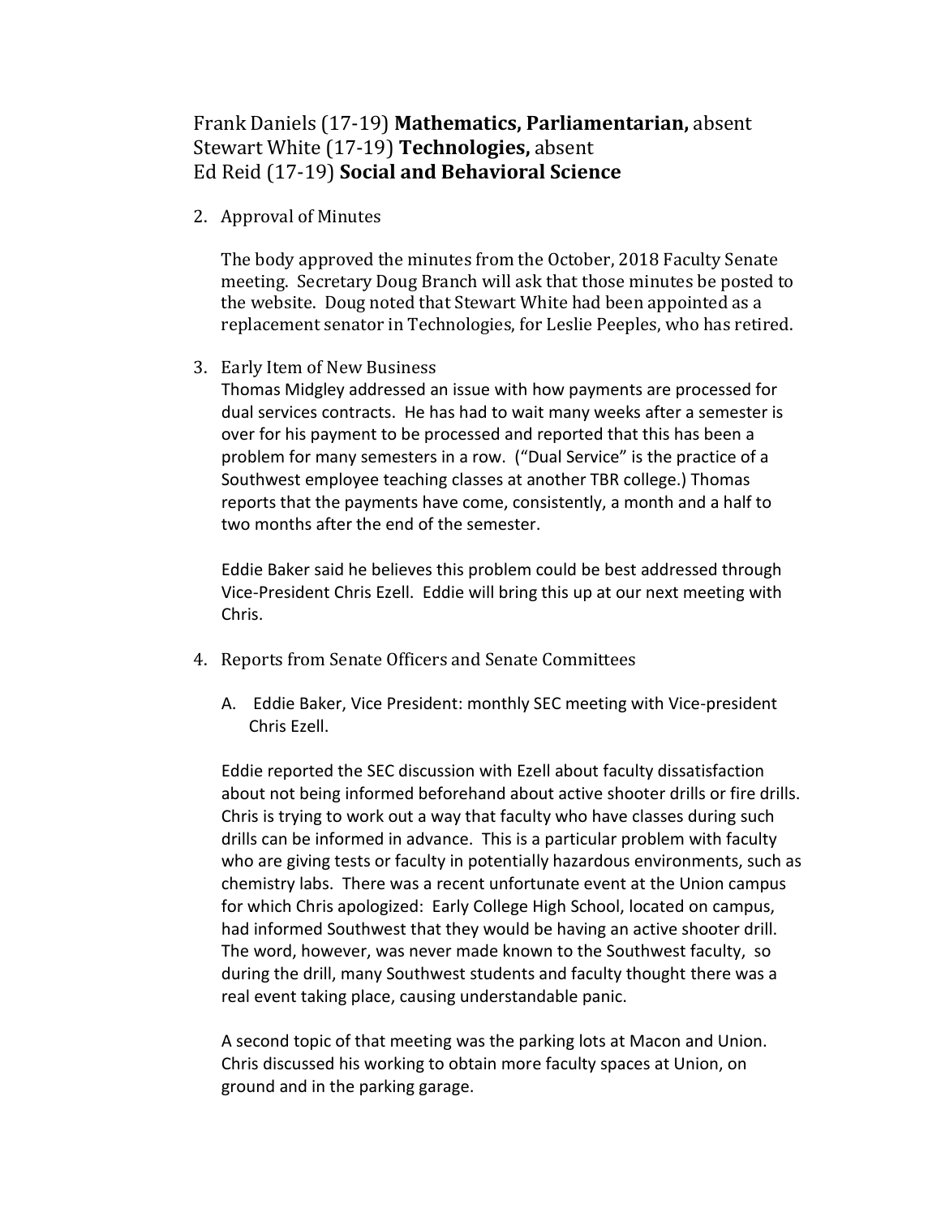Frank Daniels (17-19) **Mathematics, Parliamentarian,** absent
Stewart White (17-19) **Technologies,** absent
Ed Reid (17-19) **Social and Behavioral Science**

2. Approval of Minutes

   The body approved the minutes from the October, 2018 Faculty Senate meeting. Secretary Doug Branch will ask that those minutes be posted to the website. Doug noted that Stewart White had been appointed as a replacement senator in Technologies, for Leslie Peeples, who has retired.

3. Early Item of New Business

   Thomas Midgley addressed an issue with how payments are processed for dual services contracts. He has had to wait many weeks after a semester is over for his payment to be processed and reported that this has been a problem for many semesters in a row. ("Dual Service" is the practice of a Southwest employee teaching classes at another TBR college.) Thomas reports that the payments have come, consistently, a month and a half to two months after the end of the semester.

   Eddie Baker said he believes this problem could be best addressed through Vice-President Chris Ezell. Eddie will bring this up at our next meeting with Chris.

4. Reports from Senate Officers and Senate Committees

   A. Eddie Baker, Vice President: monthly SEC meeting with Vice-president Chris Ezell.

   Eddie reported the SEC discussion with Ezell about faculty dissatisfaction about not being informed beforehand about active shooter drills or fire drills. Chris is trying to work out a way that faculty who have classes during such drills can be informed in advance. This is a particular problem with faculty who are giving tests or faculty in potentially hazardous environments, such as chemistry labs. There was a recent unfortunate event at the Union campus for which Chris apologized: Early College High School, located on campus, had informed Southwest that they would be having an active shooter drill. The word, however, was never made known to the Southwest faculty, so during the drill, many Southwest students and faculty thought there was a real event taking place, causing understandable panic.

   A second topic of that meeting was the parking lots at Macon and Union. Chris discussed his working to obtain more faculty spaces at Union, on ground and in the parking garage.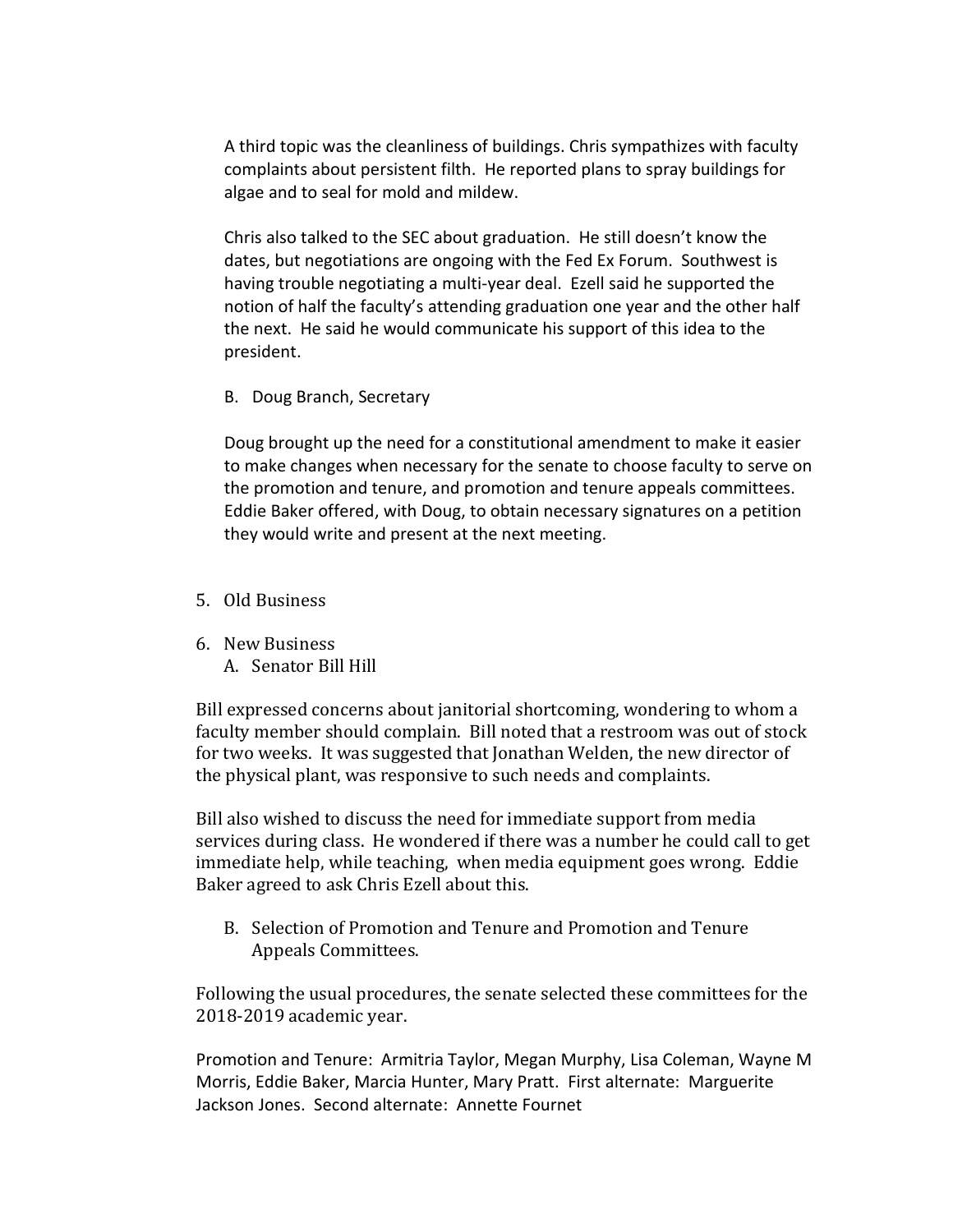A third topic was the cleanliness of buildings. Chris sympathizes with faculty complaints about persistent filth. He reported plans to spray buildings for algae and to seal for mold and mildew.

Chris also talked to the SEC about graduation. He still doesn't know the dates, but negotiations are ongoing with the Fed Ex Forum. Southwest is having trouble negotiating a multi-year deal. Ezell said he supported the notion of half the faculty's attending graduation one year and the other half the next. He said he would communicate his support of this idea to the president.

B. Doug Branch, Secretary

Doug brought up the need for a constitutional amendment to make it easier to make changes when necessary for the senate to choose faculty to serve on the promotion and tenure, and promotion and tenure appeals committees. Eddie Baker offered, with Doug, to obtain necessary signatures on a petition they would write and present at the next meeting.

5. Old Business

6. New Business
   A. Senator Bill Hill

Bill expressed concerns about janitorial shortcoming, wondering to whom a faculty member should complain. Bill noted that a restroom was out of stock for two weeks. It was suggested that Jonathan Welden, the new director of the physical plant, was responsive to such needs and complaints.

Bill also wished to discuss the need for immediate support from media services during class. He wondered if there was a number he could call to get immediate help, while teaching, when media equipment goes wrong. Eddie Baker agreed to ask Chris Ezell about this.

   B. Selection of Promotion and Tenure and Promotion and Tenure Appeals Committees.

Following the usual procedures, the senate selected these committees for the 2018-2019 academic year.

Promotion and Tenure: Armitria Taylor, Megan Murphy, Lisa Coleman, Wayne M Morris, Eddie Baker, Marcia Hunter, Mary Pratt. First alternate: Marguerite Jackson Jones. Second alternate: Annette Fournet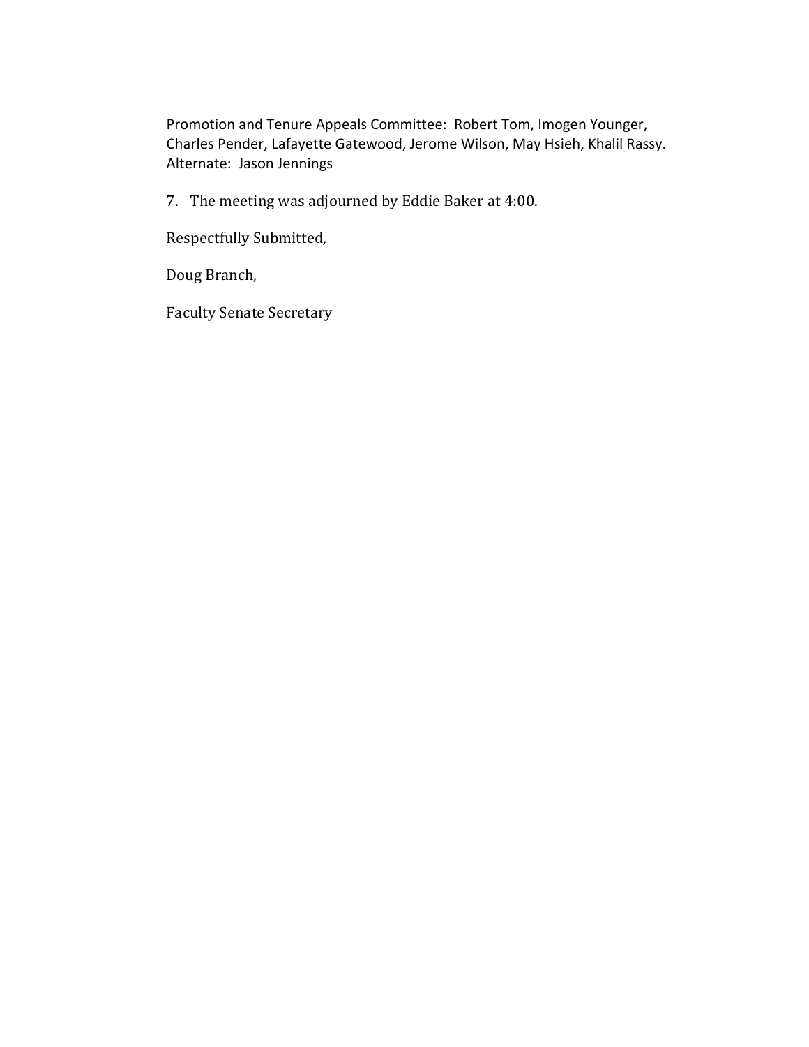Promotion and Tenure Appeals Committee: Robert Tom, Imogen Younger, Charles Pender, Lafayette Gatewood, Jerome Wilson, May Hsieh, Khalil Rassy. Alternate: Jason Jennings

7. The meeting was adjourned by Eddie Baker at 4:00.

Respectfully Submitted,

Doug Branch,

Faculty Senate Secretary